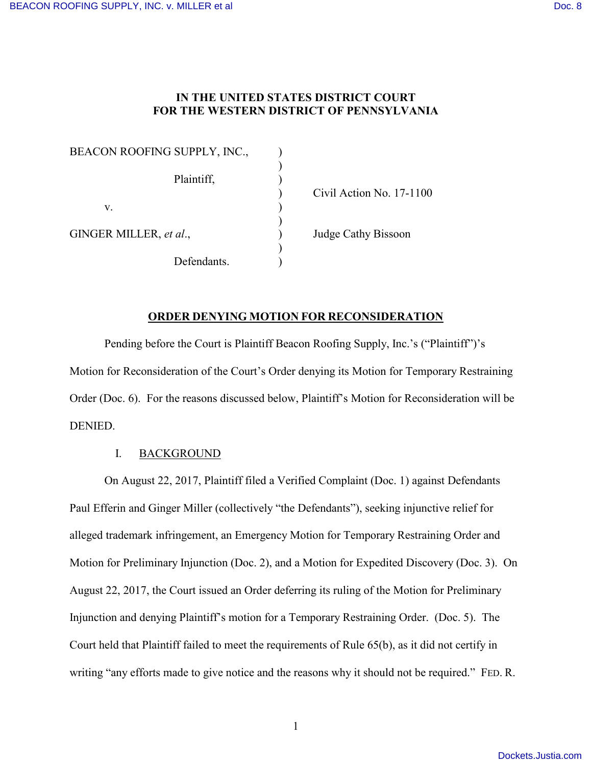# IN THE UNITED STATES DISTRICT COURT
# FOR THE WESTERN DISTRICT OF PENNSYLVANIA

| | | |
|---|---|---|
| BEACON ROOFING SUPPLY, INC., | ) | |
| Plaintiff, | ) | Civil Action No. 17-1100 |
| v. | ) | |
| GINGER MILLER, *et al*., | ) | Judge Cathy Bissoon |
| Defendants. | ) | |

## ORDER DENYING MOTION FOR RECONSIDERATION

Pending before the Court is Plaintiff Beacon Roofing Supply, Inc.'s ("Plaintiff")'s Motion for Reconsideration of the Court's Order denying its Motion for Temporary Restraining Order (Doc. 6). For the reasons discussed below, Plaintiff's Motion for Reconsideration will be DENIED.

### I. BACKGROUND

On August 22, 2017, Plaintiff filed a Verified Complaint (Doc. 1) against Defendants Paul Efferin and Ginger Miller (collectively "the Defendants"), seeking injunctive relief for alleged trademark infringement, an Emergency Motion for Temporary Restraining Order and Motion for Preliminary Injunction (Doc. 2), and a Motion for Expedited Discovery (Doc. 3). On August 22, 2017, the Court issued an Order deferring its ruling of the Motion for Preliminary Injunction and denying Plaintiff's motion for a Temporary Restraining Order. (Doc. 5). The Court held that Plaintiff failed to meet the requirements of Rule 65(b), as it did not certify in writing "any efforts made to give notice and the reasons why it should not be required." FED. R.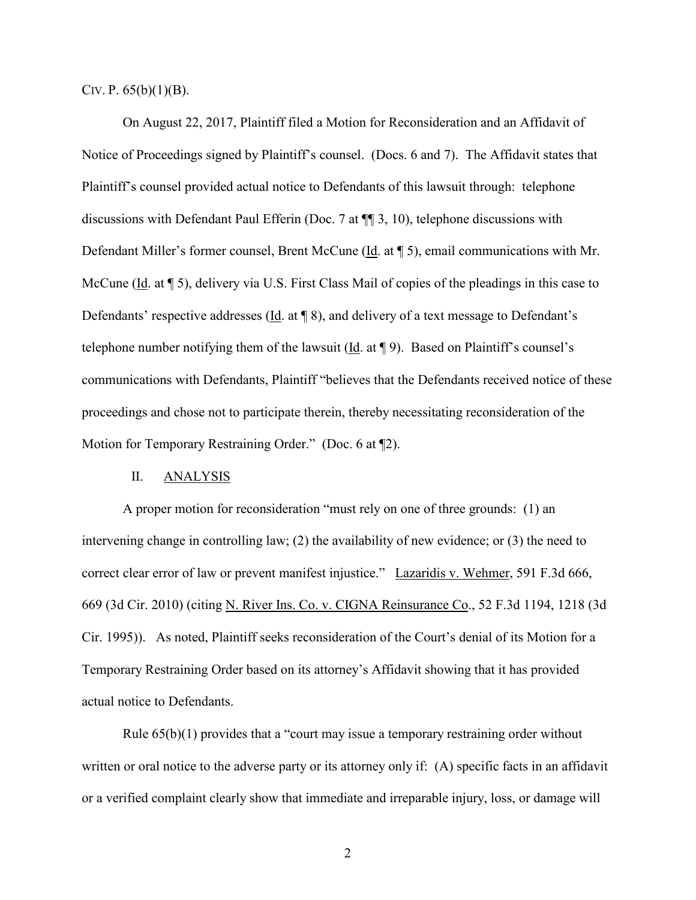CIV. P. 65(b)(1)(B).

On August 22, 2017, Plaintiff filed a Motion for Reconsideration and an Affidavit of Notice of Proceedings signed by Plaintiff's counsel. (Docs. 6 and 7). The Affidavit states that Plaintiff's counsel provided actual notice to Defendants of this lawsuit through: telephone discussions with Defendant Paul Efferin (Doc. 7 at ¶¶ 3, 10), telephone discussions with Defendant Miller's former counsel, Brent McCune (Id. at ¶ 5), email communications with Mr. McCune (Id. at ¶ 5), delivery via U.S. First Class Mail of copies of the pleadings in this case to Defendants' respective addresses (Id. at ¶ 8), and delivery of a text message to Defendant's telephone number notifying them of the lawsuit (Id. at ¶ 9). Based on Plaintiff's counsel's communications with Defendants, Plaintiff "believes that the Defendants received notice of these proceedings and chose not to participate therein, thereby necessitating reconsideration of the Motion for Temporary Restraining Order." (Doc. 6 at ¶2).

## II. ANALYSIS

A proper motion for reconsideration "must rely on one of three grounds: (1) an intervening change in controlling law; (2) the availability of new evidence; or (3) the need to correct clear error of law or prevent manifest injustice." Lazaridis v. Wehmer, 591 F.3d 666, 669 (3d Cir. 2010) (citing N. River Ins. Co. v. CIGNA Reinsurance Co., 52 F.3d 1194, 1218 (3d Cir. 1995)). As noted, Plaintiff seeks reconsideration of the Court's denial of its Motion for a Temporary Restraining Order based on its attorney's Affidavit showing that it has provided actual notice to Defendants.

Rule 65(b)(1) provides that a "court may issue a temporary restraining order without written or oral notice to the adverse party or its attorney only if: (A) specific facts in an affidavit or a verified complaint clearly show that immediate and irreparable injury, loss, or damage will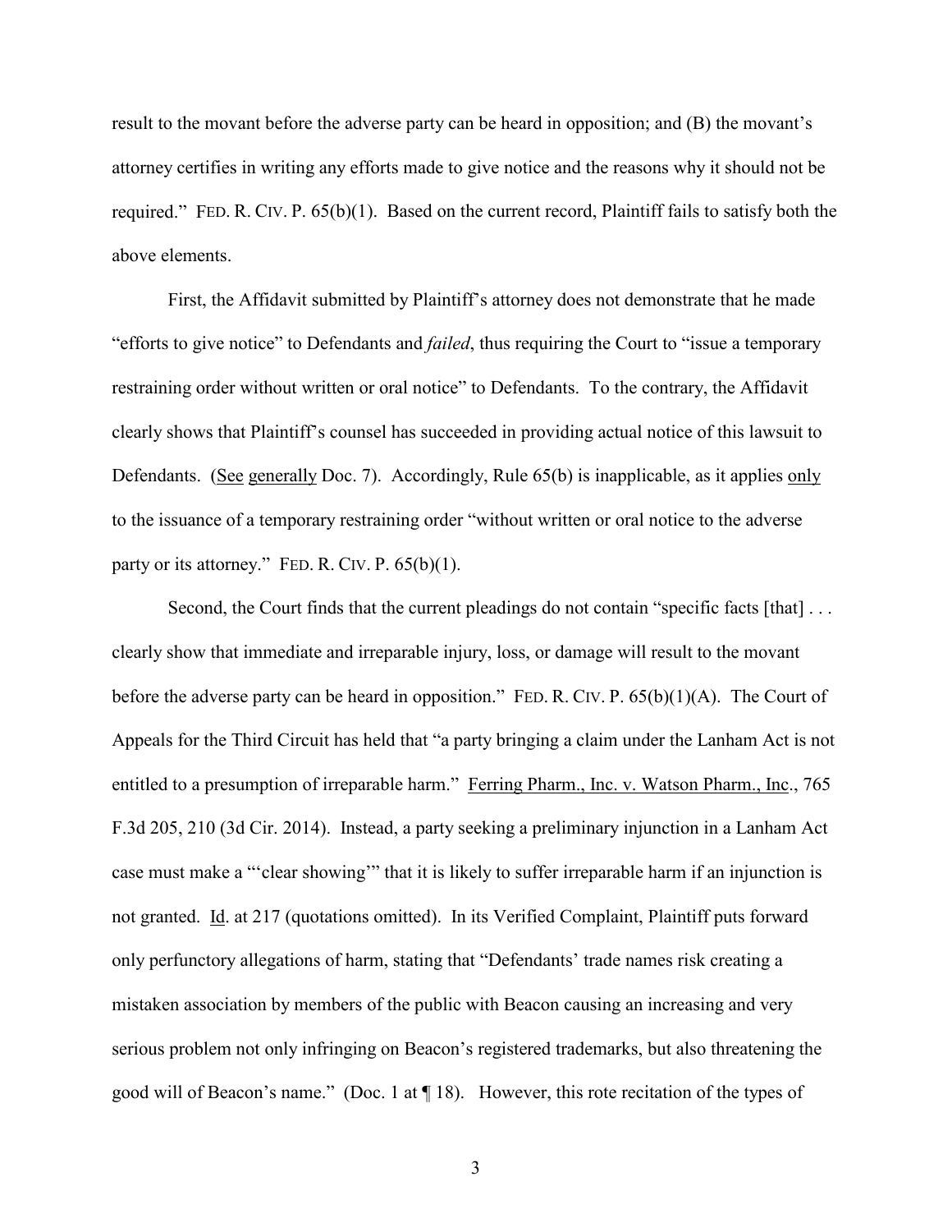result to the movant before the adverse party can be heard in opposition; and (B) the movant's attorney certifies in writing any efforts made to give notice and the reasons why it should not be required." FED. R. CIV. P. 65(b)(1). Based on the current record, Plaintiff fails to satisfy both the above elements.

First, the Affidavit submitted by Plaintiff's attorney does not demonstrate that he made "efforts to give notice" to Defendants and *failed*, thus requiring the Court to "issue a temporary restraining order without written or oral notice" to Defendants. To the contrary, the Affidavit clearly shows that Plaintiff's counsel has succeeded in providing actual notice of this lawsuit to Defendants. (See generally Doc. 7). Accordingly, Rule 65(b) is inapplicable, as it applies only to the issuance of a temporary restraining order "without written or oral notice to the adverse party or its attorney." FED. R. CIV. P. 65(b)(1).

Second, the Court finds that the current pleadings do not contain "specific facts [that] . . . clearly show that immediate and irreparable injury, loss, or damage will result to the movant before the adverse party can be heard in opposition." FED. R. CIV. P. 65(b)(1)(A). The Court of Appeals for the Third Circuit has held that "a party bringing a claim under the Lanham Act is not entitled to a presumption of irreparable harm." Ferring Pharm., Inc. v. Watson Pharm., Inc., 765 F.3d 205, 210 (3d Cir. 2014). Instead, a party seeking a preliminary injunction in a Lanham Act case must make a "'clear showing'" that it is likely to suffer irreparable harm if an injunction is not granted. Id. at 217 (quotations omitted). In its Verified Complaint, Plaintiff puts forward only perfunctory allegations of harm, stating that "Defendants' trade names risk creating a mistaken association by members of the public with Beacon causing an increasing and very serious problem not only infringing on Beacon's registered trademarks, but also threatening the good will of Beacon's name." (Doc. 1 at ¶ 18). However, this rote recitation of the types of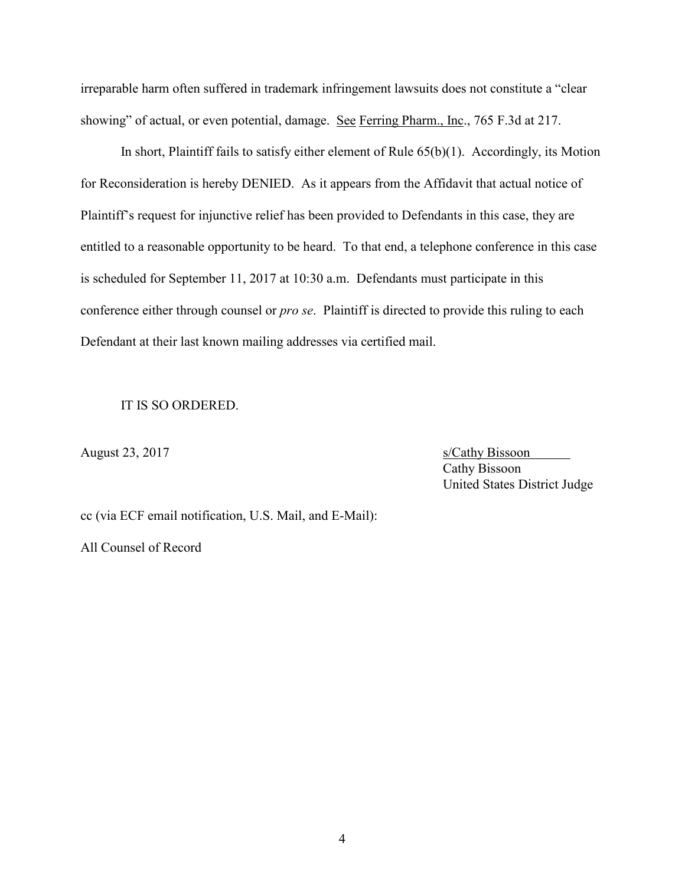irreparable harm often suffered in trademark infringement lawsuits does not constitute a "clear showing" of actual, or even potential, damage. See Ferring Pharm., Inc., 765 F.3d at 217.

In short, Plaintiff fails to satisfy either element of Rule 65(b)(1). Accordingly, its Motion for Reconsideration is hereby DENIED. As it appears from the Affidavit that actual notice of Plaintiff's request for injunctive relief has been provided to Defendants in this case, they are entitled to a reasonable opportunity to be heard. To that end, a telephone conference in this case is scheduled for September 11, 2017 at 10:30 a.m. Defendants must participate in this conference either through counsel or *pro se*. Plaintiff is directed to provide this ruling to each Defendant at their last known mailing addresses via certified mail.

IT IS SO ORDERED.

August 23, 2017

s/Cathy Bissoon
Cathy Bissoon
United States District Judge

cc (via ECF email notification, U.S. Mail, and E-Mail):

All Counsel of Record